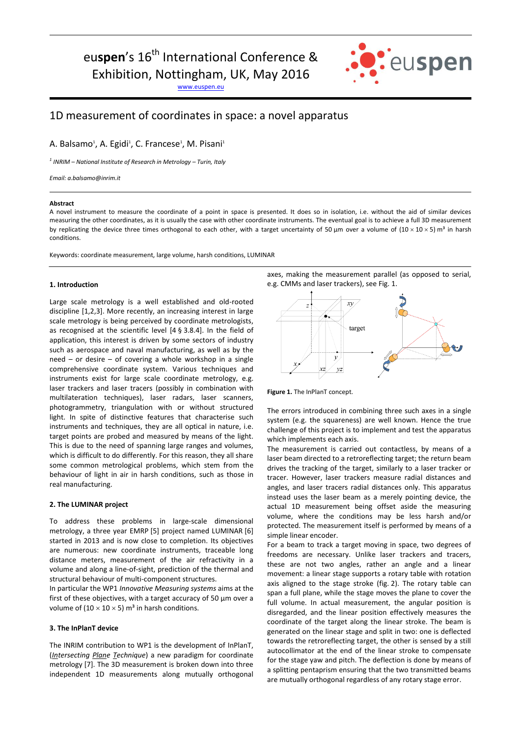euspen's 16th International Conference & Exhibition, Nottingham, UK, May 2016

www.euspen.eu

# 1D measurement of coordinates in space: a novel apparatus

A. Balsamo[1], A. Egidi[1], C. Francese[1], M. Pisani[1]

[1] *INRIM – National Institute of Research in Metrology – Turin, Italy*

*Email: a.balsamo@inrim.it*

**Abstract**

A novel instrument to measure the coordinate of a point in space is presented. It does so in isolation, i.e. without the aid of similar devices measuring the other coordinates, as it is usually the case with other coordinate instruments. The eventual goal is to achieve a full 3D measurement by replicating the device three times orthogonal to each other, with a target uncertainty of 50 µm over a volume of (10 × 10 × 5) m³ in harsh conditions.

Keywords: coordinate measurement, large volume, harsh conditions, LUMINAR

## 1. Introduction

Large scale metrology is a well established and old-rooted discipline [1,2,3]. More recently, an increasing interest in large scale metrology is being perceived by coordinate metrologists, as recognised at the scientific level [4 § 3.8.4]. In the field of application, this interest is driven by some sectors of industry such as aerospace and naval manufacturing, as well as by the need – or desire – of covering a whole workshop in a single comprehensive coordinate system. Various techniques and instruments exist for large scale coordinate metrology, e.g. laser trackers and laser tracers (possibly in combination with multilateration techniques), laser radars, laser scanners, photogrammetry, triangulation with or without structured light. In spite of distinctive features that characterise such instruments and techniques, they are all optical in nature, i.e. target points are probed and measured by means of the light. This is due to the need of spanning large ranges and volumes, which is difficult to do differently. For this reason, they all share some common metrological problems, which stem from the behaviour of light in air in harsh conditions, such as those in real manufacturing.

## 2. The LUMINAR project

To address these problems in large-scale dimensional metrology, a three year EMRP [5] project named LUMINAR [6] started in 2013 and is now close to completion. Its objectives are numerous: new coordinate instruments, traceable long distance meters, measurement of the air refractivity in a volume and along a line-of-sight, prediction of the thermal and structural behaviour of multi-component structures.

In particular the WP1 *Innovative Measuring systems* aims at the first of these objectives, with a target accuracy of 50 µm over a volume of (10 × 10 × 5) m³ in harsh conditions.

## 3. The InPlanT device

The INRIM contribution to WP1 is the development of InPlanT, (*Intersecting Plane Technique*) a new paradigm for coordinate metrology [7]. The 3D measurement is broken down into three independent 1D measurements along mutually orthogonal axes, making the measurement parallel (as opposed to serial, e.g. CMMs and laser trackers), see Fig. 1.

**Figure 1.** The InPlanT concept.

The errors introduced in combining three such axes in a single system (e.g. the squareness) are well known. Hence the true challenge of this project is to implement and test the apparatus which implements each axis.

The measurement is carried out contactless, by means of a laser beam directed to a retroreflecting target; the return beam drives the tracking of the target, similarly to a laser tracker or tracer. However, laser trackers measure radial distances and angles, and laser tracers radial distances only. This apparatus instead uses the laser beam as a merely pointing device, the actual 1D measurement being offset aside the measuring volume, where the conditions may be less harsh and/or protected. The measurement itself is performed by means of a simple linear encoder.

For a beam to track a target moving in space, two degrees of freedoms are necessary. Unlike laser trackers and tracers, these are not two angles, rather an angle and a linear movement: a linear stage supports a rotary table with rotation axis aligned to the stage stroke (fig. 2). The rotary table can span a full plane, while the stage moves the plane to cover the full volume. In actual measurement, the angular position is disregarded, and the linear position effectively measures the coordinate of the target along the linear stroke. The beam is generated on the linear stage and split in two: one is deflected towards the retroreflecting target, the other is sensed by a still autocollimator at the end of the linear stroke to compensate for the stage yaw and pitch. The deflection is done by means of a splitting pentaprism ensuring that the two transmitted beams are mutually orthogonal regardless of any rotary stage error.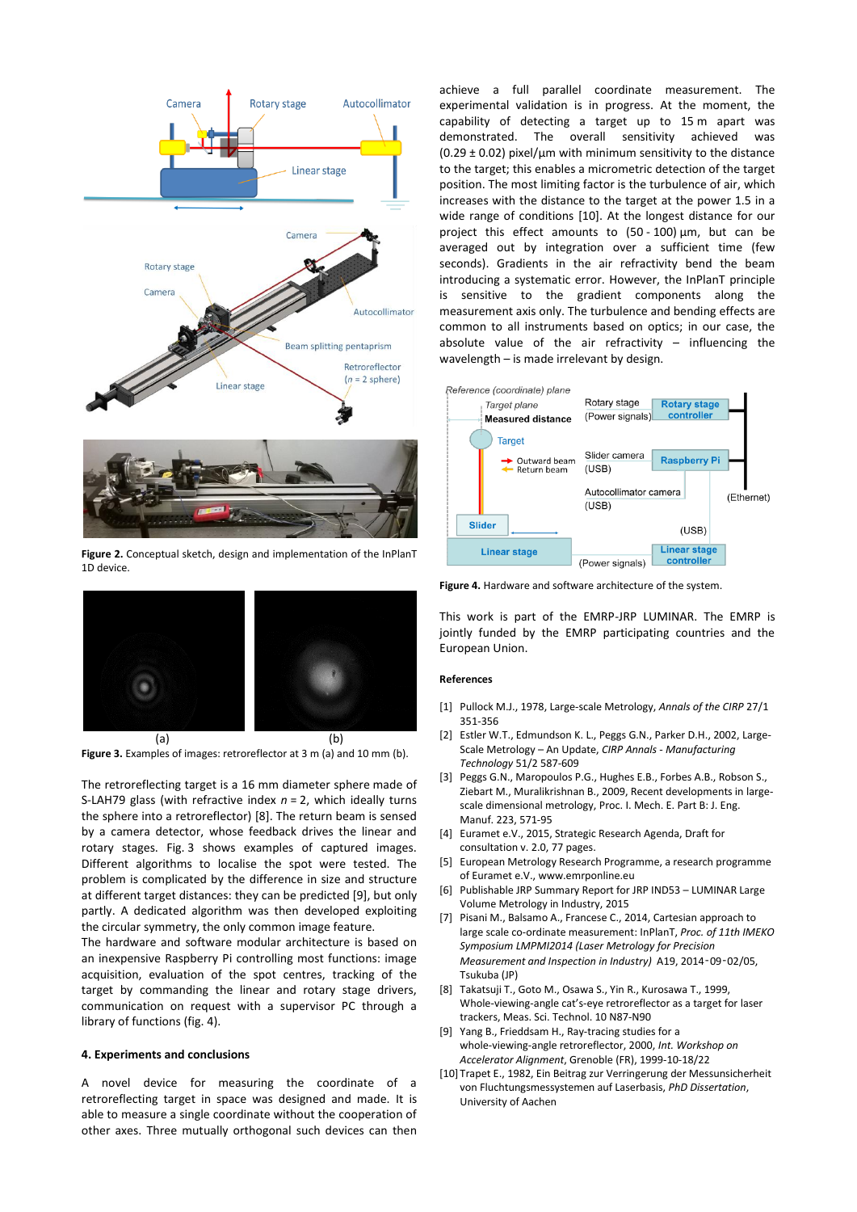Camera

Rotary stage

Autocollimator

Linear stage

Camera

Rotary stage

Camera

Autocollimator

Beam splitting pentaprism

Retroreflector
($n$ = 2 sphere)

Linear stage

Figure 2. Conceptual sketch, design and implementation of the InPlanT 1D device.

(a)

(b)

Figure 3. Examples of images: retroreflector at 3 m (a) and 10 mm (b).

The retroreflecting target is a 16 mm diameter sphere made of S-LAH79 glass (with refractive index $n$ = 2, which ideally turns the sphere into a retroreflector) [8]. The return beam is sensed by a camera detector, whose feedback drives the linear and rotary stages. Fig. 3 shows examples of captured images. Different algorithms to localise the spot were tested. The problem is complicated by the difference in size and structure at different target distances: they can be predicted [9], but only partly. A dedicated algorithm was then developed exploiting the circular symmetry, the only common image feature.

The hardware and software modular architecture is based on an inexpensive Raspberry Pi controlling most functions: image acquisition, evaluation of the spot centres, tracking of the target by commanding the linear and rotary stage drivers, communication on request with a supervisor PC through a library of functions (fig. 4).

## 4. Experiments and conclusions

A novel device for measuring the coordinate of a retroreflecting target in space was designed and made. It is able to measure a single coordinate without the cooperation of other axes. Three mutually orthogonal such devices can then achieve a full parallel coordinate measurement. The experimental validation is in progress. At the moment, the capability of detecting a target up to 15 m apart was demonstrated. The overall sensitivity achieved was (0.29 ± 0.02) pixel/µm with minimum sensitivity to the distance to the target; this enables a micrometric detection of the target position. The most limiting factor is the turbulence of air, which increases with the distance to the target at the power 1.5 in a wide range of conditions [10]. At the longest distance for our project this effect amounts to (50 - 100) µm, but can be averaged out by integration over a sufficient time (few seconds). Gradients in the air refractivity bend the beam introducing a systematic error. However, the InPlanT principle is sensitive to the gradient components along the measurement axis only. The turbulence and bending effects are common to all instruments based on optics; in our case, the absolute value of the air refractivity – influencing the wavelength – is made irrelevant by design.

Reference (coordinate) plane

Target plane

Measured distance

Target

Outward beam

Return beam

Slider

Linear stage

Rotary stage
(Power signals)

Rotary stage controller

Slider camera
(USB)

Raspberry Pi

Autocollimator camera
(USB)

(Ethernet)

(USB)

Linear stage controller

(Power signals)

Figure 4. Hardware and software architecture of the system.

This work is part of the EMRP-JRP LUMINAR. The EMRP is jointly funded by the EMRP participating countries and the European Union.

## References

[1] Pullock M.J., 1978, Large-scale Metrology, *Annals of the CIRP* 27/1 351-356

[2] Estler W.T., Edmundson K. L., Peggs G.N., Parker D.H., 2002, Large-Scale Metrology – An Update, *CIRP Annals - Manufacturing Technology* 51/2 587-609

[3] Peggs G.N., Maropoulos P.G., Hughes E.B., Forbes A.B., Robson S., Ziebart M., Muralikrishnan B., 2009, Recent developments in large-scale dimensional metrology, Proc. I. Mech. E. Part B: J. Eng. Manuf. 223, 571-95

[4] Euramet e.V., 2015, Strategic Research Agenda, Draft for consultation v. 2.0, 77 pages.

[5] European Metrology Research Programme, a research programme of Euramet e.V., www.emrponline.eu

[6] Publishable JRP Summary Report for JRP IND53 – LUMINAR Large Volume Metrology in Industry, 2015

[7] Pisani M., Balsamo A., Francese C., 2014, Cartesian approach to large scale co-ordinate measurement: InPlanT, *Proc. of 11th IMEKO Symposium LMPMI2014 (Laser Metrology for Precision Measurement and Inspection in Industry)* A19, 2014-09-02/05, Tsukuba (JP)

[8] Takatsuji T., Goto M., Osawa S., Yin R., Kurosawa T., 1999, Whole-viewing-angle cat's-eye retroreflector as a target for laser trackers, Meas. Sci. Technol. 10 N87-N90

[9] Yang B., Frieddsam H., Ray-tracing studies for a whole-viewing-angle retroreflector, 2000, *Int. Workshop on Accelerator Alignment*, Grenoble (FR), 1999-10-18/22

[10] Trapet E., 1982, Ein Beitrag zur Verringerung der Messunsicherheit von Fluchtungsmessystemen auf Laserbasis, *PhD Dissertation*, University of Aachen